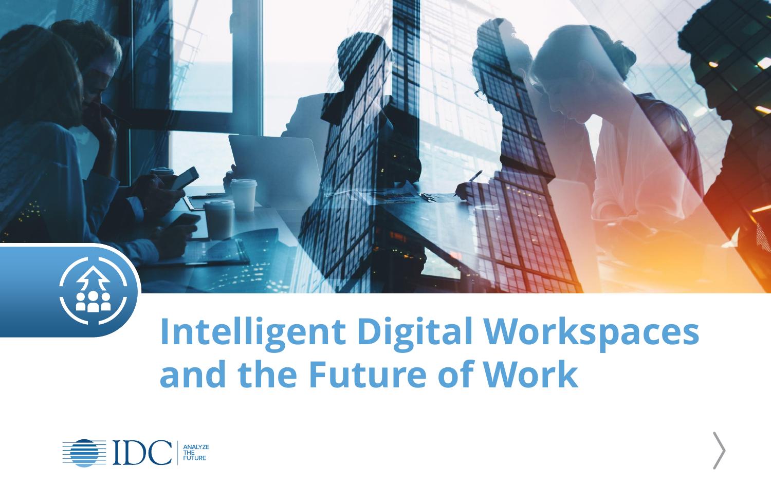# Intelligent Digital Workspaces and the Future of Work

IDC ANALYZE THE FUTURE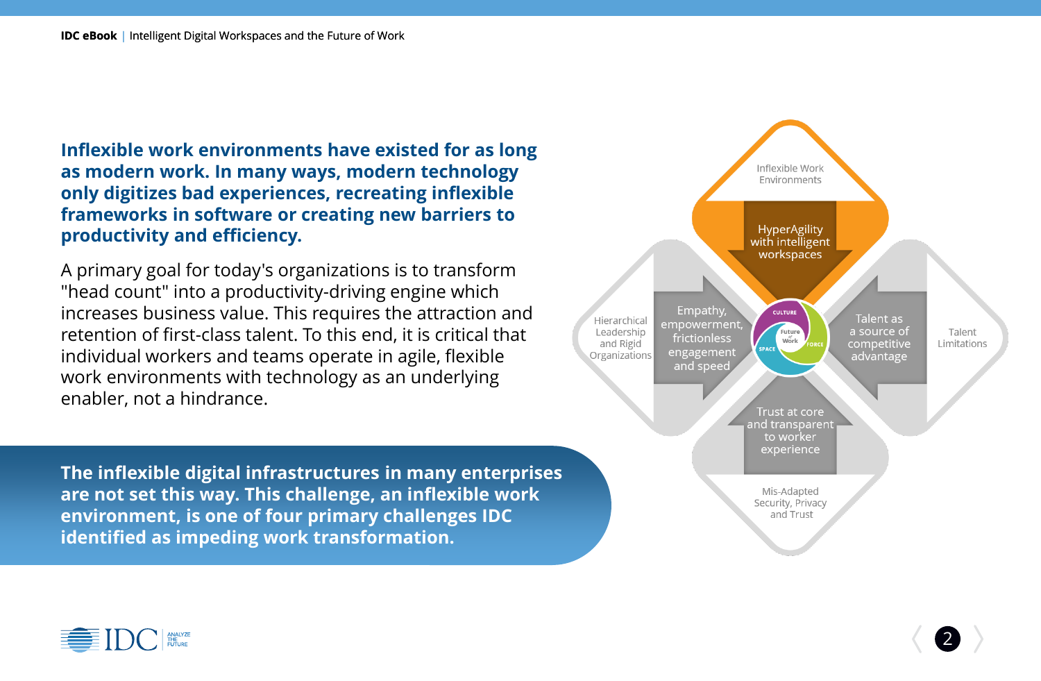**Inflexible work environments have existed for as long as modern work. In many ways, modern technology only digitizes bad experiences, recreating inflexible frameworks in software or creating new barriers to productivity and efficiency.**

A primary goal for today's organizations is to transform "head count" into a productivity-driving engine which increases business value. This requires the attraction and retention of first-class talent. To this end, it is critical that individual workers and teams operate in agile, flexible work environments with technology as an underlying enabler, not a hindrance.

**The inflexible digital infrastructures in many enterprises are not set this way. This challenge, an inflexible work environment, is one of four primary challenges IDC identified as impeding work transformation.**

Inflexible Work Environments

HyperAgility with intelligent workspaces

Hierarchical Leadership and Rigid Organizations

Empathy, empowerment, frictionless engagement and speed

Culture

Space

Force

Future of Work

Talent as a source of competitive advantage

Talent Limitations

Trust at core and transparent to worker experience

Mis-Adapted Security, Privacy and Trust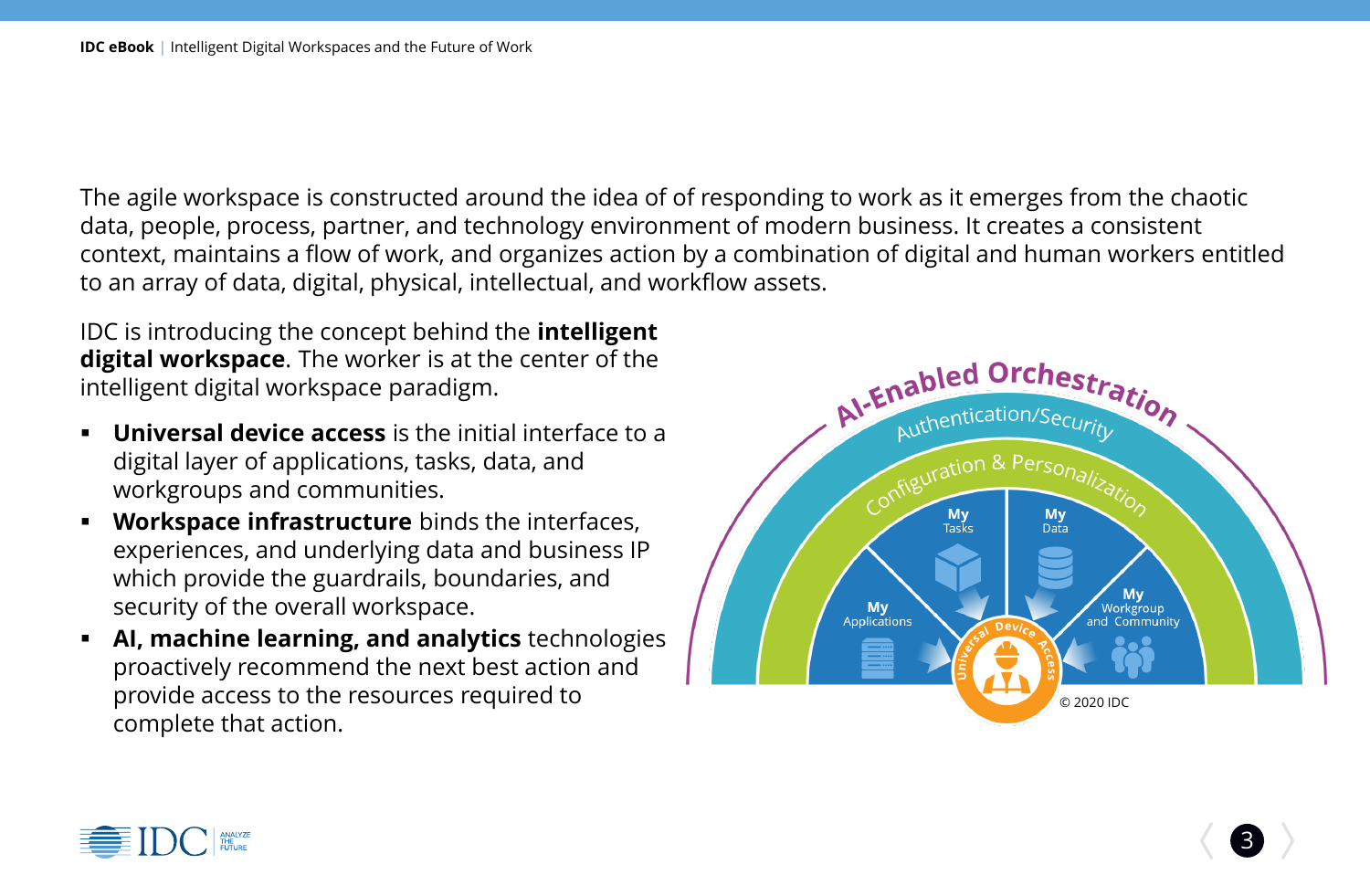The agile workspace is constructed around the idea of of responding to work as it emerges from the chaotic data, people, process, partner, and technology environment of modern business. It creates a consistent context, maintains a flow of work, and organizes action by a combination of digital and human workers entitled to an array of data, digital, physical, intellectual, and workflow assets.

IDC is introducing the concept behind the **intelligent digital workspace**. The worker is at the center of the intelligent digital workspace paradigm.

- **Universal device access** is the initial interface to a digital layer of applications, tasks, data, and workgroups and communities.
- **Workspace infrastructure** binds the interfaces, experiences, and underlying data and business IP which provide the guardrails, boundaries, and security of the overall workspace.
- **AI, machine learning, and analytics** technologies proactively recommend the next best action and provide access to the resources required to complete that action.

AI-Enabled Orchestration

Authentication/Security

Configuration & Personalization

My Applications | My Tasks | My Data | My Workgroup and Community

Universal Device Access

© 2020 IDC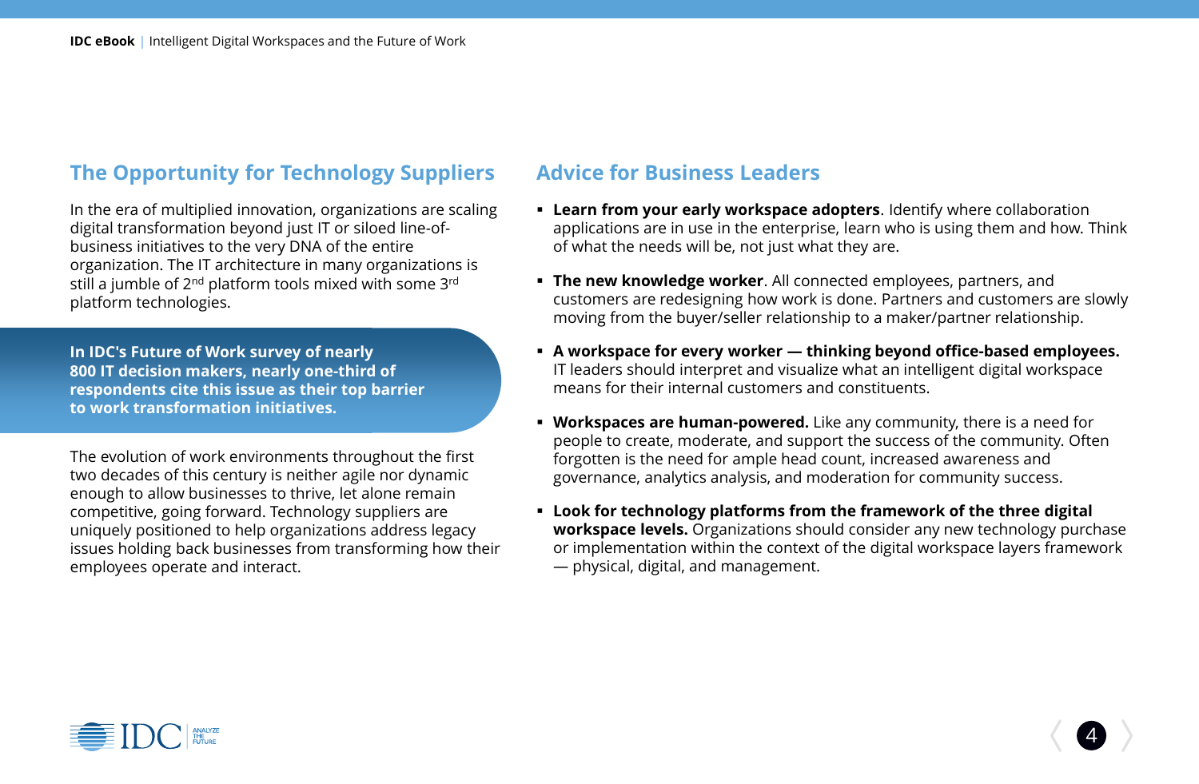## The Opportunity for Technology Suppliers

In the era of multiplied innovation, organizations are scaling digital transformation beyond just IT or siloed line-of-business initiatives to the very DNA of the entire organization. The IT architecture in many organizations is still a jumble of 2nd platform tools mixed with some 3rd platform technologies.

**In IDC's Future of Work survey of nearly 800 IT decision makers, nearly one-third of respondents cite this issue as their top barrier to work transformation initiatives.**

The evolution of work environments throughout the first two decades of this century is neither agile nor dynamic enough to allow businesses to thrive, let alone remain competitive, going forward. Technology suppliers are uniquely positioned to help organizations address legacy issues holding back businesses from transforming how their employees operate and interact.

## Advice for Business Leaders

- **Learn from your early workspace adopters**. Identify where collaboration applications are in use in the enterprise, learn who is using them and how. Think of what the needs will be, not just what they are.
- **The new knowledge worker**. All connected employees, partners, and customers are redesigning how work is done. Partners and customers are slowly moving from the buyer/seller relationship to a maker/partner relationship.
- **A workspace for every worker — thinking beyond office-based employees.** IT leaders should interpret and visualize what an intelligent digital workspace means for their internal customers and constituents.
- **Workspaces are human-powered.** Like any community, there is a need for people to create, moderate, and support the success of the community. Often forgotten is the need for ample head count, increased awareness and governance, analytics analysis, and moderation for community success.
- **Look for technology platforms from the framework of the three digital workspace levels.** Organizations should consider any new technology purchase or implementation within the context of the digital workspace layers framework — physical, digital, and management.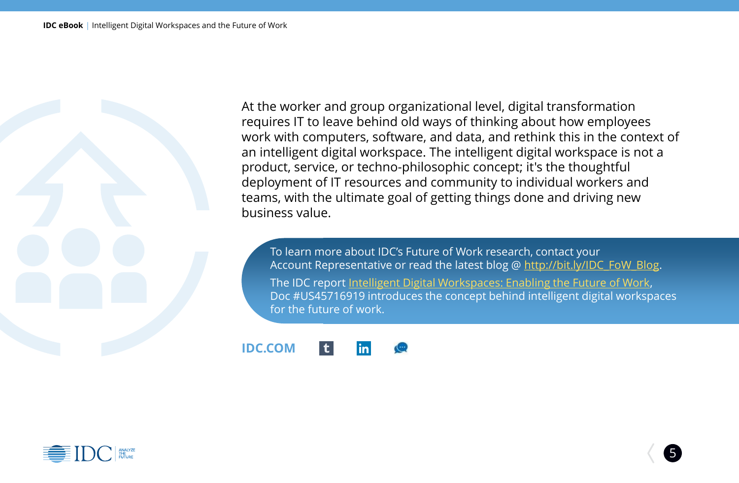At the worker and group organizational level, digital transformation requires IT to leave behind old ways of thinking about how employees work with computers, software, and data, and rethink this in the context of an intelligent digital workspace. The intelligent digital workspace is not a product, service, or techno-philosophic concept; it's the thoughtful deployment of IT resources and community to individual workers and teams, with the ultimate goal of getting things done and driving new business value.

To learn more about IDC's Future of Work research, contact your Account Representative or read the latest blog @ http://bit.ly/IDC_FoW_Blog.

The IDC report Intelligent Digital Workspaces: Enabling the Future of Work, Doc #US45716919 introduces the concept behind intelligent digital workspaces for the future of work.

IDC.COM